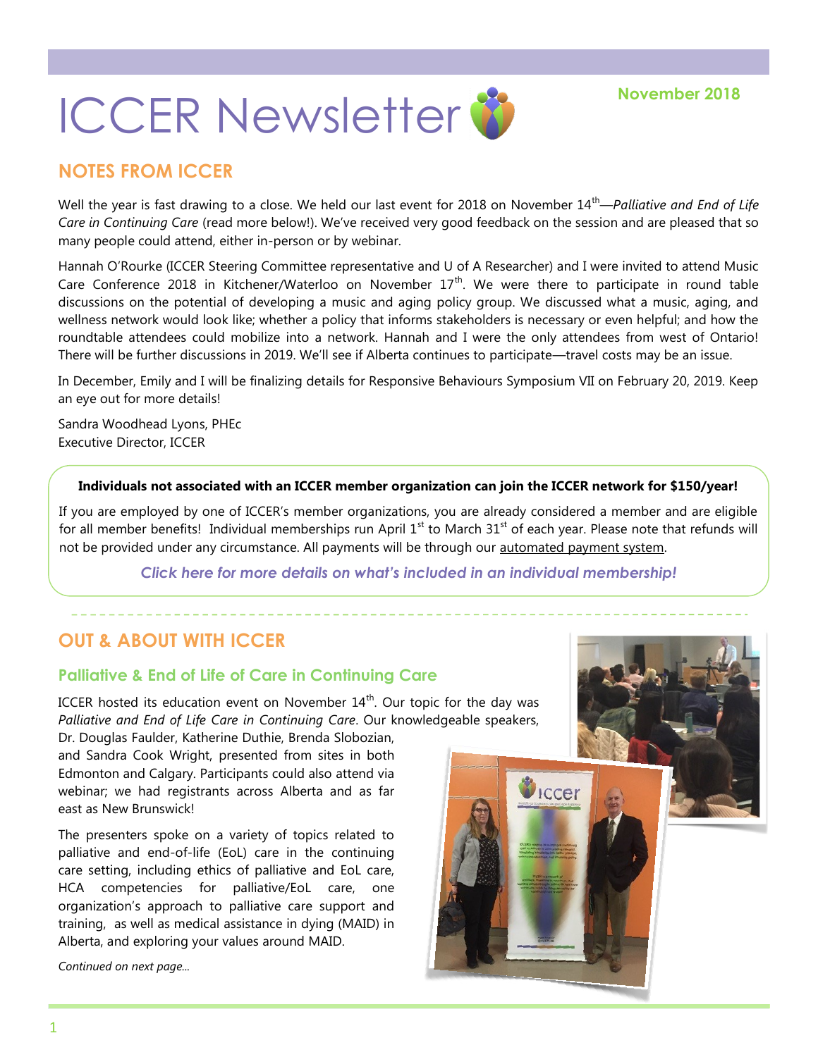# ICCER Newsletter

**November 2018**

## NOTES FROM ICCER

Well the year is fast drawing to a close. We held our last event for 2018 on November 14th—*Palliative and End of Life Care in Continuing Care* (read more below!). We've received very good feedback on the session and are pleased that so many people could attend, either in-person or by webinar.

Hannah O'Rourke (ICCER Steering Committee representative and U of A Researcher) and I were invited to attend Music Care Conference 2018 in Kitchener/Waterloo on November 17th. We were there to participate in round table discussions on the potential of developing a music and aging policy group. We discussed what a music, aging, and wellness network would look like; whether a policy that informs stakeholders is necessary or even helpful; and how the roundtable attendees could mobilize into a network. Hannah and I were the only attendees from west of Ontario! There will be further discussions in 2019. We'll see if Alberta continues to participate—travel costs may be an issue.

In December, Emily and I will be finalizing details for Responsive Behaviours Symposium VII on February 20, 2019. Keep an eye out for more details!

Sandra Woodhead Lyons, PHEc
Executive Director, ICCER

**Individuals not associated with an ICCER member organization can join the ICCER network for $150/year!**

If you are employed by one of ICCER's member organizations, you are already considered a member and are eligible for all member benefits! Individual memberships run April 1st to March 31st of each year. Please note that refunds will not be provided under any circumstance. All payments will be through our automated payment system.

*Click here for more details on what's included in an individual membership!*

## OUT & ABOUT WITH ICCER

### Palliative & End of Life of Care in Continuing Care

ICCER hosted its education event on November 14th. Our topic for the day was *Palliative and End of Life Care in Continuing Care*. Our knowledgeable speakers, Dr. Douglas Faulder, Katherine Duthie, Brenda Slobozian, and Sandra Cook Wright, presented from sites in both Edmonton and Calgary. Participants could also attend via webinar; we had registrants across Alberta and as far east as New Brunswick!

The presenters spoke on a variety of topics related to palliative and end-of-life (EoL) care in the continuing care setting, including ethics of palliative and EoL care, HCA competencies for palliative/EoL care, one organization's approach to palliative care support and training, as well as medical assistance in dying (MAID) in Alberta, and exploring your values around MAID.

*Continued on next page...*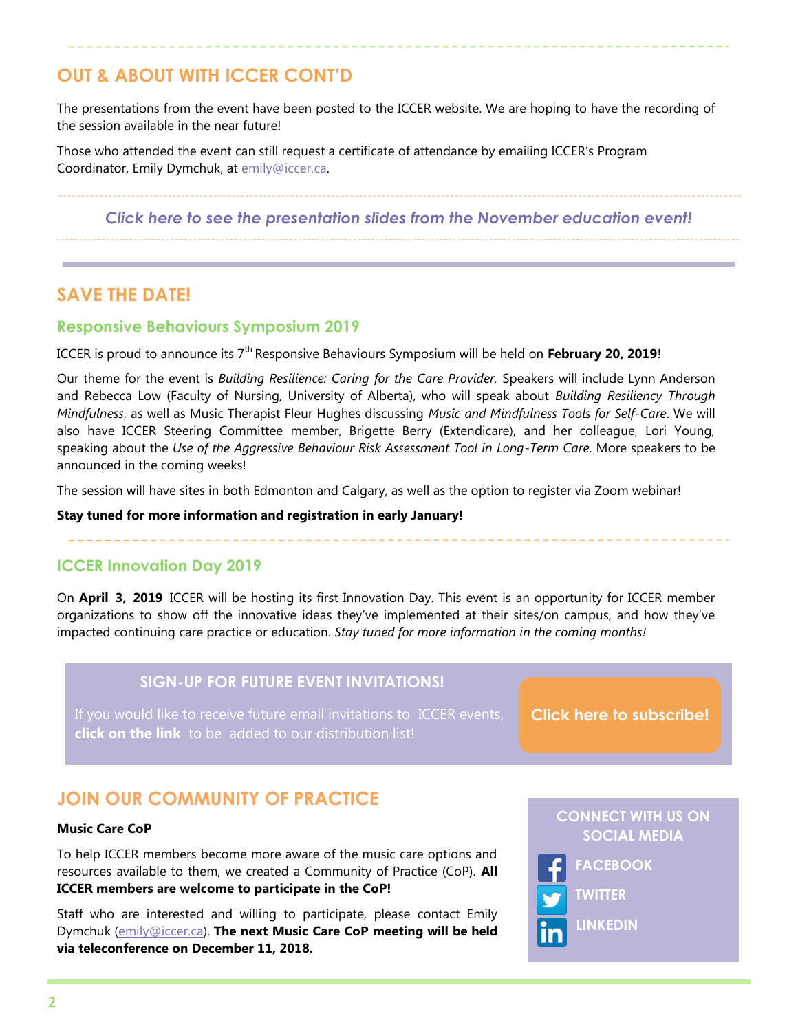## OUT & ABOUT WITH ICCER CONT'D

The presentations from the event have been posted to the ICCER website. We are hoping to have the recording of the session available in the near future!

Those who attended the event can still request a certificate of attendance by emailing ICCER's Program Coordinator, Emily Dymchuk, at emily@iccer.ca.

***Click here to see the presentation slides from the November education event!***

## SAVE THE DATE!

### Responsive Behaviours Symposium 2019

ICCER is proud to announce its 7th Responsive Behaviours Symposium will be held on **February 20, 2019**!

Our theme for the event is *Building Resilience: Caring for the Care Provider.* Speakers will include Lynn Anderson and Rebecca Low (Faculty of Nursing, University of Alberta), who will speak about *Building Resiliency Through Mindfulness*, as well as Music Therapist Fleur Hughes discussing *Music and Mindfulness Tools for Self-Care*. We will also have ICCER Steering Committee member, Brigette Berry (Extendicare), and her colleague, Lori Young, speaking about the *Use of the Aggressive Behaviour Risk Assessment Tool in Long-Term Care*. More speakers to be announced in the coming weeks!

The session will have sites in both Edmonton and Calgary, as well as the option to register via Zoom webinar!

**Stay tuned for more information and registration in early January!**

### ICCER Innovation Day 2019

On **April 3, 2019** ICCER will be hosting its first Innovation Day. This event is an opportunity for ICCER member organizations to show off the innovative ideas they've implemented at their sites/on campus, and how they've impacted continuing care practice or education. *Stay tuned for more information in the coming months!*

### SIGN-UP FOR FUTURE EVENT INVITATIONS!

If you would like to receive future email invitations to ICCER events, **click on the link** to be added to our distribution list!

**Click here to subscribe!**

## JOIN OUR COMMUNITY OF PRACTICE

**Music Care CoP**

To help ICCER members become more aware of the music care options and resources available to them, we created a Community of Practice (CoP). **All ICCER members are welcome to participate in the CoP!**

Staff who are interested and willing to participate, please contact Emily Dymchuk (emily@iccer.ca). **The next Music Care CoP meeting will be held via teleconference on December 11, 2018.**

**CONNECT WITH US ON SOCIAL MEDIA**

- FACEBOOK
- TWITTER
- LINKEDIN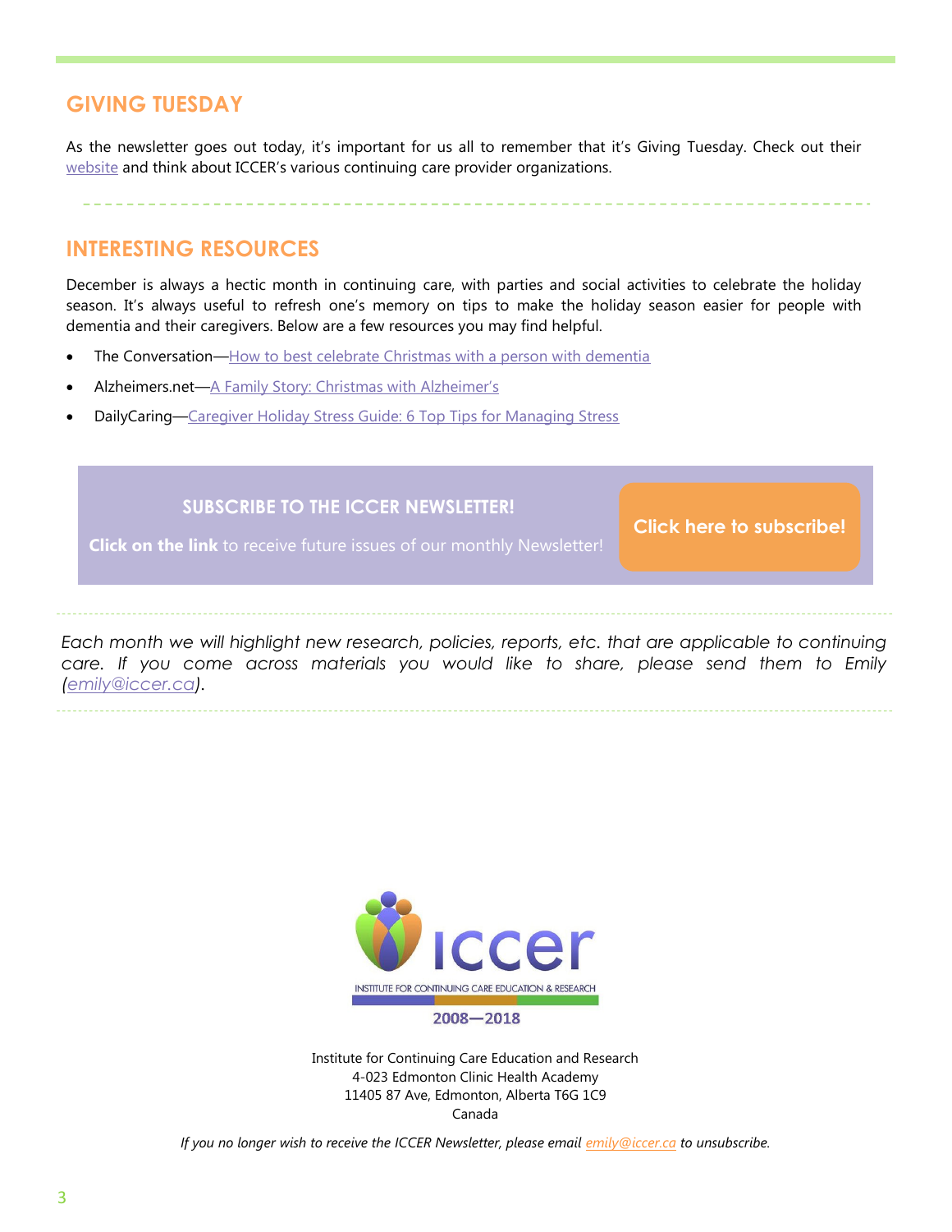## GIVING TUESDAY

As the newsletter goes out today, it's important for us all to remember that it's Giving Tuesday. Check out their website and think about ICCER's various continuing care provider organizations.

## INTERESTING RESOURCES

December is always a hectic month in continuing care, with parties and social activities to celebrate the holiday season. It's always useful to refresh one's memory on tips to make the holiday season easier for people with dementia and their caregivers. Below are a few resources you may find helpful.

- The Conversation—How to best celebrate Christmas with a person with dementia
- Alzheimers.net—A Family Story: Christmas with Alzheimer's
- DailyCaring—Caregiver Holiday Stress Guide: 6 Top Tips for Managing Stress

**SUBSCRIBE TO THE ICCER NEWSLETTER!**

**Click on the link** to receive future issues of our monthly Newsletter!

**Click here to subscribe!**

*Each month we will highlight new research, policies, reports, etc. that are applicable to continuing care. If you come across materials you would like to share, please send them to Emily (emily@iccer.ca).*

iccer
INSTITUTE FOR CONTINUING CARE EDUCATION & RESEARCH
2008—2018

Institute for Continuing Care Education and Research
4-023 Edmonton Clinic Health Academy
11405 87 Ave, Edmonton, Alberta T6G 1C9
Canada

*If you no longer wish to receive the ICCER Newsletter, please email emily@iccer.ca to unsubscribe.*